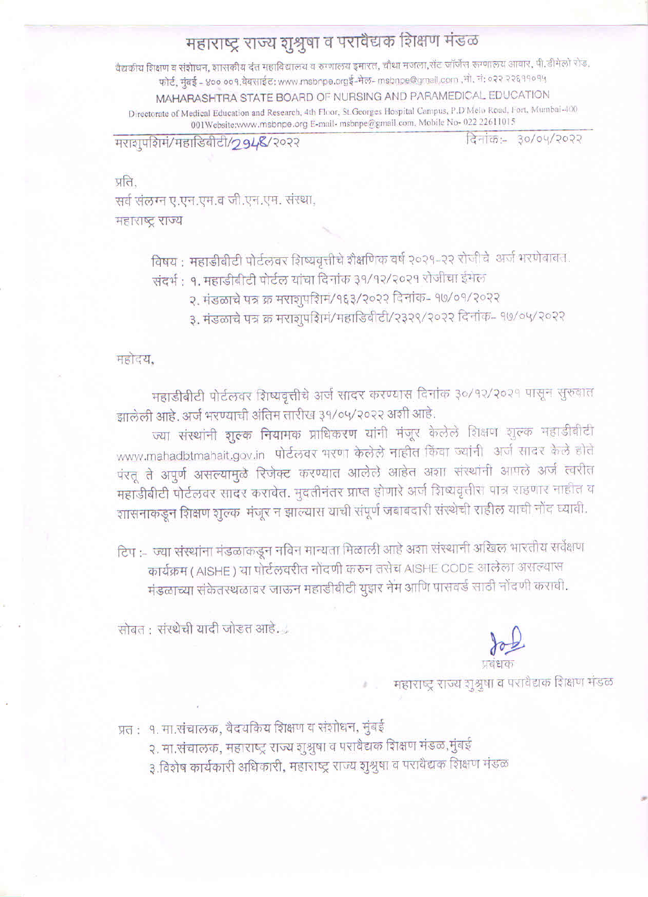# महाराष्ट्र राज्य शुश्रुषा व परावैद्यक शिक्षण मंडळ

वैद्यकीय शिक्षण व संशोधन, शासकीय दंत महाविद्यालय व रुग्णालय इमारत, चौथा मजला, सेंट जॉर्जेस रुग्णालय आवार, पी.डीमेलो रोड, फोर्ट, मुंबई - ४०० ००१.वेबसाईट: www.msbnpe.orgई-मेल- msbnpe@gmail.com ,मो. नं: ०२२ २२६११०१५

MAHARASHTRA STATE BOARD OF NURSING AND PARAMEDICAL EDUCATION

Directorate of Medical Education and Research, 4th Floor, St.Georges Hospital Campus, P.D Melo Road, Fort, Mumbai-400 001Website:www.msbnpe.org E-mail- msbnpe@gmail.com. Mobile No- 022 22611015

मराशुपशिमं/महाडिबीटी/2948/२०२२ दिनांक:- ३०/०५/२०२२

प्रति,
सर्व संलग्न ए.एन.एम.व जी.एन.एम. संस्था,
महाराष्ट्र राज्य

विषय : महाडीबीटी पोर्टलवर शिष्यवृत्तीचे शैक्षणिक वर्ष २०२१-२२ रोजीचे अर्ज भरणेबाबत.

संदर्भ : १. महाडीबीटी पोर्टल यांचा दिनांक ३१/१२/२०२१ रोजीचा ईमेल

२. मंडळाचे पत्र क्र मराशुपशिमं/१६३/२०२२ दिनांक- १७/०१/२०२२

३. मंडळाचे पत्र क्र मराशुपशिमं/महाडिबीटी/२३२९/२०२२ दिनांक- १७/०५/२०२२

महोदय,

महाडीबीटी पोर्टलवर शिष्यवृत्तीचे अर्ज सादर करण्यास दिनांक ३०/१२/२०२१ पासून सुरुवात झालेली आहे. अर्ज भरण्याची अंतिम तारीख ३१/०५/२०२२ अशी आहे.

ज्या संस्थांनी **शुल्क नियामक** प्राधिकरण यांनी मंजूर केलेले शिक्षण शुल्क महाडीबीटी www.mahadbtmahait.gov.in पोर्टलवर भरणा केलेले नाहीत किंवा ज्यांनी अर्ज सादर केले होते परंतू ते अपुर्ण असल्यामुळे रिजेक्ट करण्यात आलेले आहेत अशा संस्थांनी आपले अर्ज त्वरीत महाडीबीटी पोर्टलवर सादर करावेत. मुदतीनंतर प्राप्त होणारे अर्ज शिष्यवृत्तीस पात्र राहणार नाहीत व शासनाकडून शिक्षण शुल्क मंजूर न झाल्यास याची संपूर्ण जबाबदारी संस्थेची राहील याची नोंद घ्यावी.

टिप :- ज्या संस्थांना मंडळाकडून नविन मान्यता मिळाली आहे अशा संस्थांनी अखिल भारतीय सर्वेक्षण कार्यक्रम ( AISHE ) या पोर्टलवरीत नोंदणी करुन तसेच AISHE CODE आलेला असल्यास मंडळाच्या संकेतस्थळावर जाऊन महाडीबीटी युझर नेम आणि पासवर्ड साठी नोंदणी करावी.

सोबत : संस्थेची यादी जोडत आहे.

प्रबंधक
महाराष्ट्र राज्य शुश्रुषा व परावैद्यक शिक्षण मंडळ

प्रत : १. मा.संचालक, वैदयकिय शिक्षण व संशोधन, मुंबई

२. मा.संचालक, महाराष्ट्र राज्य शुश्रुषा व परावैद्यक शिक्षण मंडळ,मुंबई

३.विशेष कार्यकारी अधिकारी, महाराष्ट्र राज्य शुश्रुषा व परावैद्यक शिक्षण मंडळ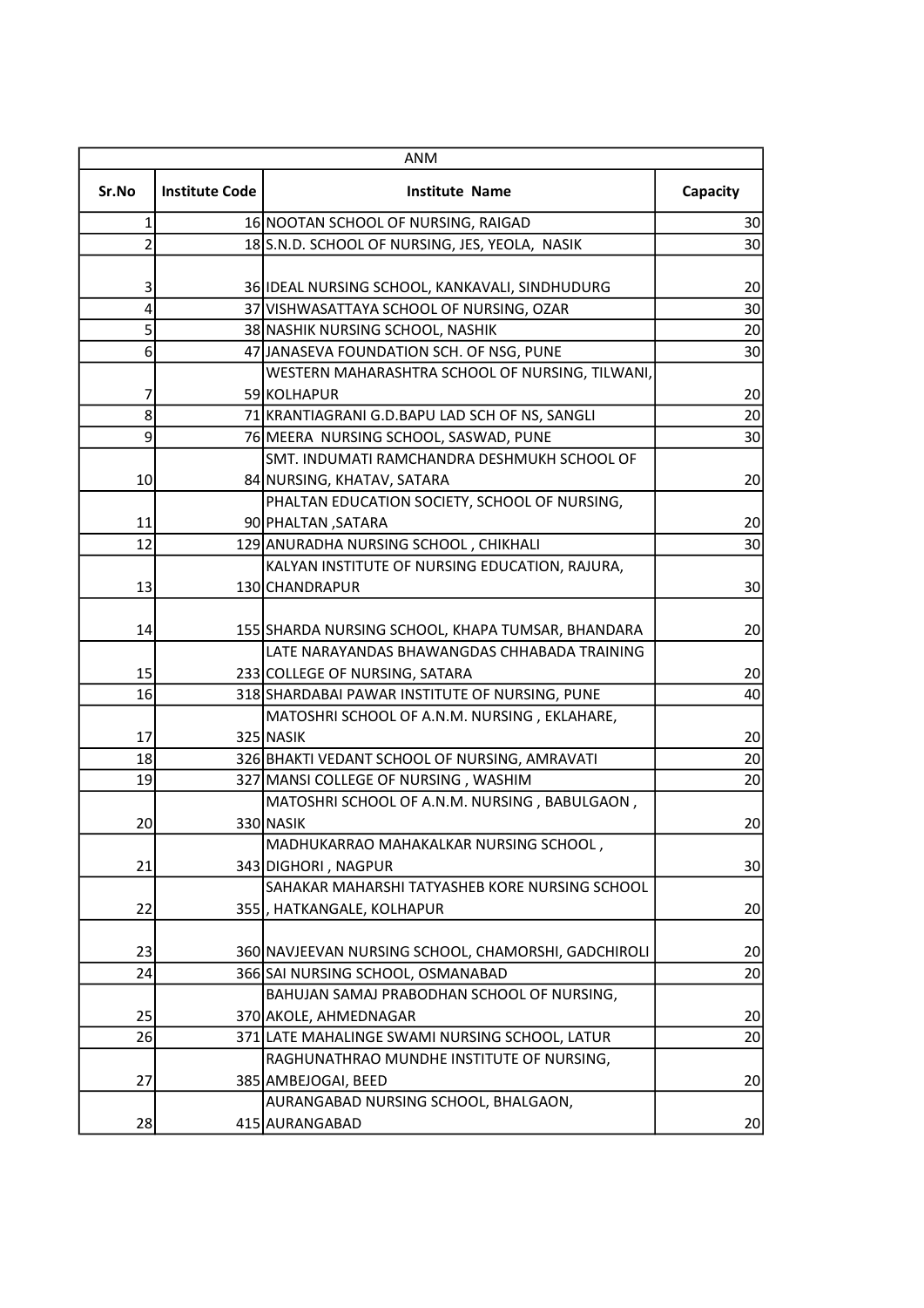| ANM | | | |
|---|---|---|---|
| **Sr.No** | **Institute Code** | **Institute Name** | **Capacity** |
| 1 | 16 | NOOTAN SCHOOL OF NURSING, RAIGAD | 30 |
| 2 | 18 | S.N.D. SCHOOL OF NURSING, JES, YEOLA, NASIK | 30 |
| 3 | 36 | IDEAL NURSING SCHOOL, KANKAVALI, SINDHUDURG | 20 |
| 4 | 37 | VISHWASATTAYA SCHOOL OF NURSING, OZAR | 30 |
| 5 | 38 | NASHIK NURSING SCHOOL, NASHIK | 20 |
| 6 | 47 | JANASEVA FOUNDATION SCH. OF NSG, PUNE | 30 |
| 7 | 59 | WESTERN MAHARASHTRA SCHOOL OF NURSING, TILWANI, KOLHAPUR | 20 |
| 8 | 71 | KRANTIAGRANI G.D.BAPU LAD SCH OF NS, SANGLI | 20 |
| 9 | 76 | MEERA NURSING SCHOOL, SASWAD, PUNE | 30 |
| 10 | 84 | SMT. INDUMATI RAMCHANDRA DESHMUKH SCHOOL OF NURSING, KHATAV, SATARA | 20 |
| 11 | 90 | PHALTAN EDUCATION SOCIETY, SCHOOL OF NURSING, PHALTAN ,SATARA | 20 |
| 12 | 129 | ANURADHA NURSING SCHOOL , CHIKHALI | 30 |
| 13 | 130 | KALYAN INSTITUTE OF NURSING EDUCATION, RAJURA, CHANDRAPUR | 30 |
| 14 | 155 | SHARDA NURSING SCHOOL, KHAPA TUMSAR, BHANDARA | 20 |
| 15 | 233 | LATE NARAYANDAS BHAWANGDAS CHHABADA TRAINING COLLEGE OF NURSING, SATARA | 20 |
| 16 | 318 | SHARDABAI PAWAR INSTITUTE OF NURSING, PUNE | 40 |
| 17 | 325 | MATOSHRI SCHOOL OF A.N.M. NURSING , EKLAHARE, NASIK | 20 |
| 18 | 326 | BHAKTI VEDANT SCHOOL OF NURSING, AMRAVATI | 20 |
| 19 | 327 | MANSI COLLEGE OF NURSING , WASHIM | 20 |
| 20 | 330 | MATOSHRI SCHOOL OF A.N.M. NURSING , BABULGAON , NASIK | 20 |
| 21 | 343 | MADHUKARRAO MAHAKALKAR NURSING SCHOOL , DIGHORI , NAGPUR | 30 |
| 22 | 355 | SAHAKAR MAHARSHI TATYASHEB KORE NURSING SCHOOL , HATKANGALE, KOLHAPUR | 20 |
| 23 | 360 | NAVJEEVAN NURSING SCHOOL, CHAMORSHI, GADCHIROLI | 20 |
| 24 | 366 | SAI NURSING SCHOOL, OSMANABAD | 20 |
| 25 | 370 | BAHUJAN SAMAJ PRABODHAN SCHOOL OF NURSING, AKOLE, AHMEDNAGAR | 20 |
| 26 | 371 | LATE MAHALINGE SWAMI NURSING SCHOOL, LATUR | 20 |
| 27 | 385 | RAGHUNATHRAO MUNDHE INSTITUTE OF NURSING, AMBEJOGAI, BEED | 20 |
| 28 | 415 | AURANGABAD NURSING SCHOOL, BHALGAON, AURANGABAD | 20 |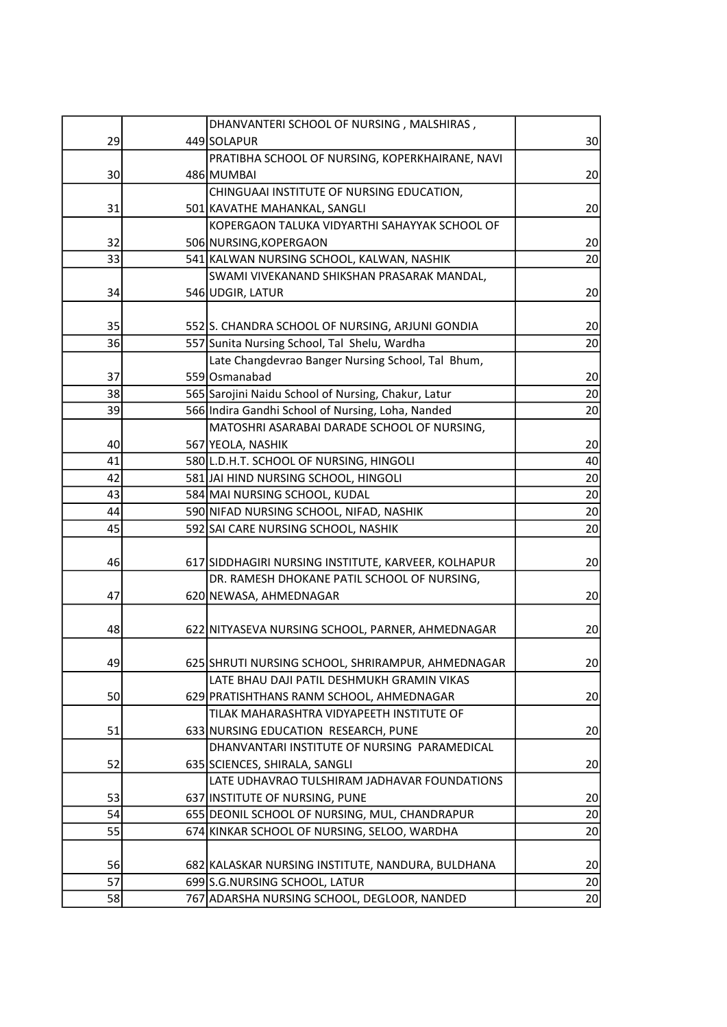| | | | |
|---|---|---|---|
| 29 | 449 | DHANVANTERI SCHOOL OF NURSING , MALSHIRAS , SOLAPUR | 30 |
| 30 | 486 | PRATIBHA SCHOOL OF NURSING, KOPERKHAIRANE, NAVI MUMBAI | 20 |
| 31 | 501 | CHINGUAAI INSTITUTE OF NURSING EDUCATION, KAVATHE MAHANKAL, SANGLI | 20 |
| 32 | 506 | KOPERGAON TALUKA VIDYARTHI SAHAYYAK SCHOOL OF NURSING,KOPERGAON | 20 |
| 33 | 541 | KALWAN NURSING SCHOOL, KALWAN, NASHIK | 20 |
| 34 | 546 | SWAMI VIVEKANAND SHIKSHAN PRASARAK MANDAL, UDGIR, LATUR | 20 |
| 35 | 552 | S. CHANDRA SCHOOL OF NURSING, ARJUNI GONDIA | 20 |
| 36 | 557 | Sunita Nursing School, Tal Shelu, Wardha | 20 |
| 37 | 559 | Late Changdevrao Banger Nursing School, Tal Bhum, Osmanabad | 20 |
| 38 | 565 | Sarojini Naidu School of Nursing, Chakur, Latur | 20 |
| 39 | 566 | Indira Gandhi School of Nursing, Loha, Nanded | 20 |
| 40 | 567 | MATOSHRI ASARABAI DARADE SCHOOL OF NURSING, YEOLA, NASHIK | 20 |
| 41 | 580 | L.D.H.T. SCHOOL OF NURSING, HINGOLI | 40 |
| 42 | 581 | JAI HIND NURSING SCHOOL, HINGOLI | 20 |
| 43 | 584 | MAI NURSING SCHOOL, KUDAL | 20 |
| 44 | 590 | NIFAD NURSING SCHOOL, NIFAD, NASHIK | 20 |
| 45 | 592 | SAI CARE NURSING SCHOOL, NASHIK | 20 |
| 46 | 617 | SIDDHAGIRI NURSING INSTITUTE, KARVEER, KOLHAPUR | 20 |
| 47 | 620 | DR. RAMESH DHOKANE PATIL SCHOOL OF NURSING, NEWASA, AHMEDNAGAR | 20 |
| 48 | 622 | NITYASEVA NURSING SCHOOL, PARNER, AHMEDNAGAR | 20 |
| 49 | 625 | SHRUTI NURSING SCHOOL, SHRIRAMPUR, AHMEDNAGAR | 20 |
| 50 | 629 | LATE BHAU DAJI PATIL DESHMUKH GRAMIN VIKAS PRATISHTHANS RANM SCHOOL, AHMEDNAGAR | 20 |
| 51 | 633 | TILAK MAHARASHTRA VIDYAPEETH INSTITUTE OF NURSING EDUCATION RESEARCH, PUNE | 20 |
| 52 | 635 | DHANVANTARI INSTITUTE OF NURSING PARAMEDICAL SCIENCES, SHIRALA, SANGLI | 20 |
| 53 | 637 | LATE UDHAVRAO TULSHIRAM JADHAVAR FOUNDATIONS INSTITUTE OF NURSING, PUNE | 20 |
| 54 | 655 | DEONIL SCHOOL OF NURSING, MUL, CHANDRAPUR | 20 |
| 55 | 674 | KINKAR SCHOOL OF NURSING, SELOO, WARDHA | 20 |
| 56 | 682 | KALASKAR NURSING INSTITUTE, NANDURA, BULDHANA | 20 |
| 57 | 699 | S.G.NURSING SCHOOL, LATUR | 20 |
| 58 | 767 | ADARSHA NURSING SCHOOL, DEGLOOR, NANDED | 20 |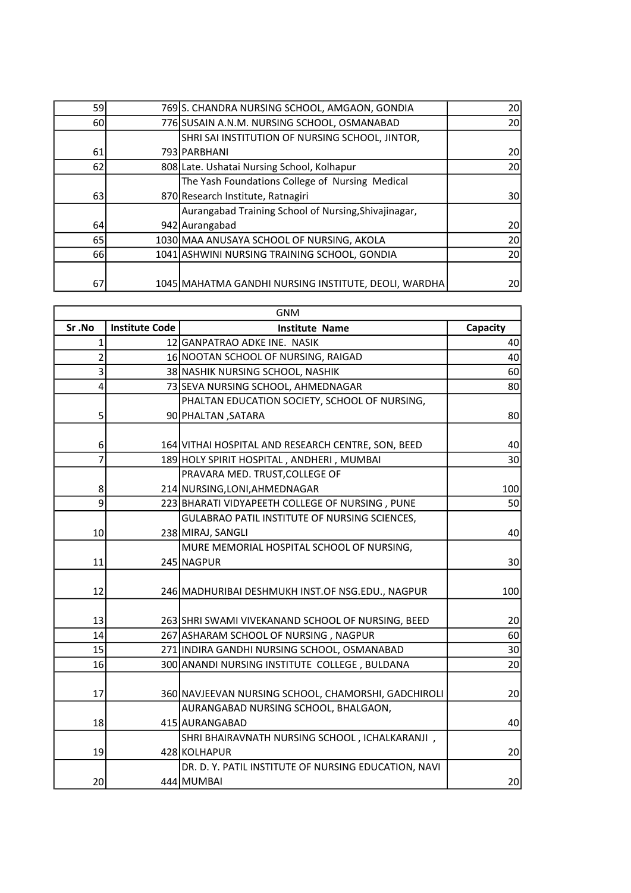| | | | |
|---|---|---|---|
| 59 | 769 | S. CHANDRA NURSING SCHOOL, AMGAON, GONDIA | 20 |
| 60 | 776 | SUSAIN A.N.M. NURSING SCHOOL, OSMANABAD | 20 |
| 61 | 793 | SHRI SAI INSTITUTION OF NURSING SCHOOL, JINTOR, PARBHANI | 20 |
| 62 | 808 | Late. Ushatai Nursing School, Kolhapur | 20 |
| 63 | 870 | The Yash Foundations College of Nursing Medical Research Institute, Ratnagiri | 30 |
| 64 | 942 | Aurangabad Training School of Nursing,Shivajinagar, Aurangabad | 20 |
| 65 | 1030 | MAA ANUSAYA SCHOOL OF NURSING, AKOLA | 20 |
| 66 | 1041 | ASHWINI NURSING TRAINING SCHOOL, GONDIA | 20 |
| 67 | 1045 | MAHATMA GANDHI NURSING INSTITUTE, DEOLI, WARDHA | 20 |

| GNM | | | |
|---|---|---|---|
| **Sr .No** | **Institute Code** | **Institute Name** | **Capacity** |
| 1 | 12 | GANPATRAO ADKE INE. NASIK | 40 |
| 2 | 16 | NOOTAN SCHOOL OF NURSING, RAIGAD | 40 |
| 3 | 38 | NASHIK NURSING SCHOOL, NASHIK | 60 |
| 4 | 73 | SEVA NURSING SCHOOL, AHMEDNAGAR | 80 |
| 5 | 90 | PHALTAN EDUCATION SOCIETY, SCHOOL OF NURSING, PHALTAN ,SATARA | 80 |
| 6 | 164 | VITHAI HOSPITAL AND RESEARCH CENTRE, SON, BEED | 40 |
| 7 | 189 | HOLY SPIRIT HOSPITAL , ANDHERI , MUMBAI | 30 |
| 8 | 214 | PRAVARA MED. TRUST,COLLEGE OF NURSING,LONI,AHMEDNAGAR | 100 |
| 9 | 223 | BHARATI VIDYAPEETH COLLEGE OF NURSING , PUNE | 50 |
| 10 | 238 | GULABRAO PATIL INSTITUTE OF NURSING SCIENCES, MIRAJ, SANGLI | 40 |
| 11 | 245 | MURE MEMORIAL HOSPITAL SCHOOL OF NURSING, NAGPUR | 30 |
| 12 | 246 | MADHURIBAI DESHMUKH INST.OF NSG.EDU., NAGPUR | 100 |
| 13 | 263 | SHRI SWAMI VIVEKANAND SCHOOL OF NURSING, BEED | 20 |
| 14 | 267 | ASHARAM SCHOOL OF NURSING , NAGPUR | 60 |
| 15 | 271 | INDIRA GANDHI NURSING SCHOOL, OSMANABAD | 30 |
| 16 | 300 | ANANDI NURSING INSTITUTE COLLEGE , BULDANA | 20 |
| 17 | 360 | NAVJEEVAN NURSING SCHOOL, CHAMORSHI, GADCHIROLI | 20 |
| 18 | 415 | AURANGABAD NURSING SCHOOL, BHALGAON, AURANGABAD | 40 |
| 19 | 428 | SHRI BHAIRAVNATH NURSING SCHOOL , ICHALKARANJI , KOLHAPUR | 20 |
| 20 | 444 | DR. D. Y. PATIL INSTITUTE OF NURSING EDUCATION, NAVI MUMBAI | 20 |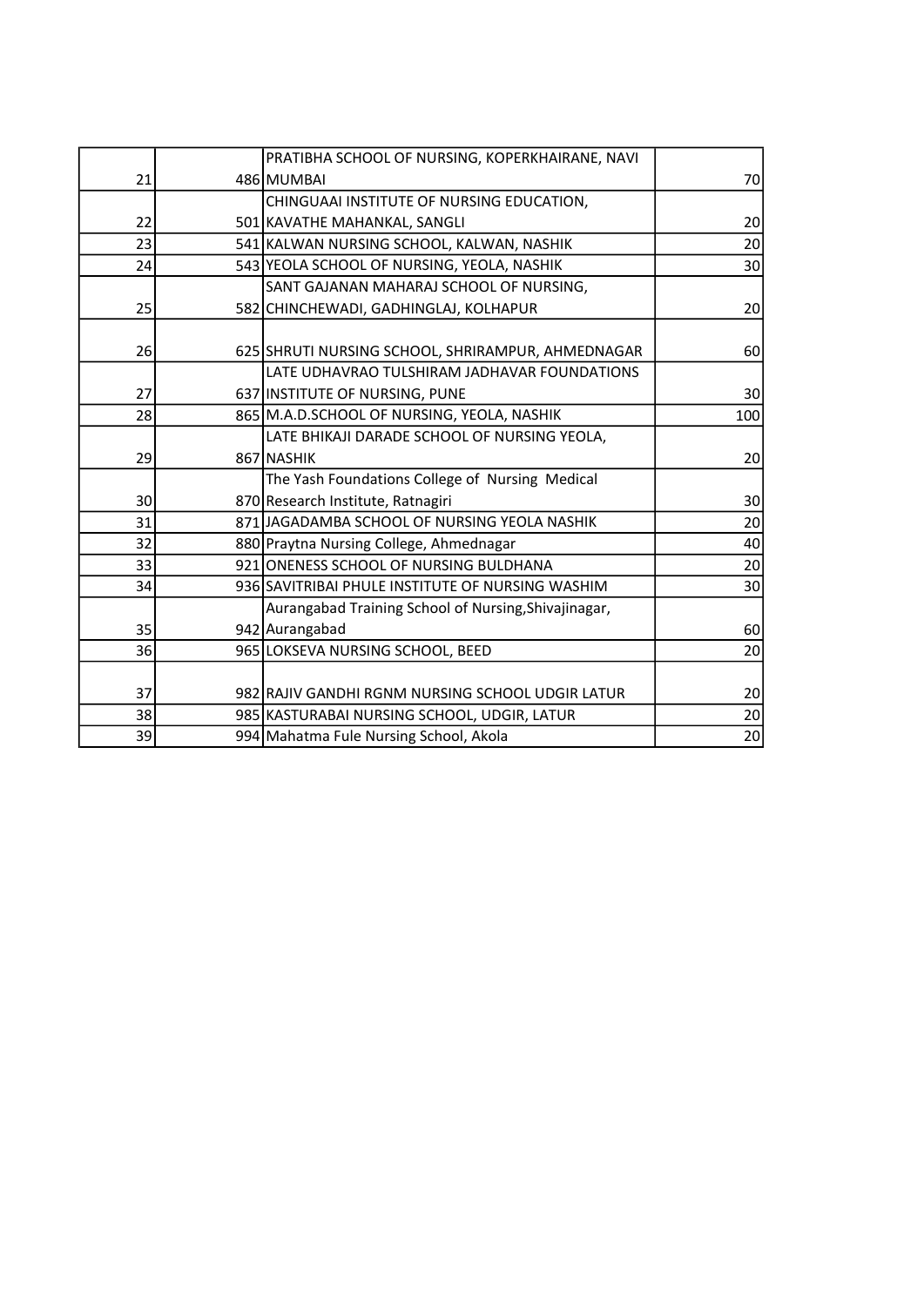| | | | |
|---|---|---|---|
| 21 | 486 | PRATIBHA SCHOOL OF NURSING, KOPERKHAIRANE, NAVI MUMBAI | 70 |
| 22 | 501 | CHINGUAAI INSTITUTE OF NURSING EDUCATION, KAVATHE MAHANKAL, SANGLI | 20 |
| 23 | 541 | KALWAN NURSING SCHOOL, KALWAN, NASHIK | 20 |
| 24 | 543 | YEOLA SCHOOL OF NURSING, YEOLA, NASHIK | 30 |
| 25 | 582 | SANT GAJANAN MAHARAJ SCHOOL OF NURSING, CHINCHEWADI, GADHINGLAJ, KOLHAPUR | 20 |
| 26 | 625 | SHRUTI NURSING SCHOOL, SHRIRAMPUR, AHMEDNAGAR | 60 |
| 27 | 637 | LATE UDHAVRAO TULSHIRAM JADHAVAR FOUNDATIONS INSTITUTE OF NURSING, PUNE | 30 |
| 28 | 865 | M.A.D.SCHOOL OF NURSING, YEOLA, NASHIK | 100 |
| 29 | 867 | LATE BHIKAJI DARADE SCHOOL OF NURSING YEOLA, NASHIK | 20 |
| 30 | 870 | The Yash Foundations College of Nursing Medical Research Institute, Ratnagiri | 30 |
| 31 | 871 | JAGADAMBA SCHOOL OF NURSING YEOLA NASHIK | 20 |
| 32 | 880 | Praytna Nursing College, Ahmednagar | 40 |
| 33 | 921 | ONENESS SCHOOL OF NURSING BULDHANA | 20 |
| 34 | 936 | SAVITRIBAI PHULE INSTITUTE OF NURSING WASHIM | 30 |
| 35 | 942 | Aurangabad Training School of Nursing,Shivajinagar, Aurangabad | 60 |
| 36 | 965 | LOKSEVA NURSING SCHOOL, BEED | 20 |
| 37 | 982 | RAJIV GANDHI RGNM NURSING SCHOOL UDGIR LATUR | 20 |
| 38 | 985 | KASTURABAI NURSING SCHOOL, UDGIR, LATUR | 20 |
| 39 | 994 | Mahatma Fule Nursing School, Akola | 20 |